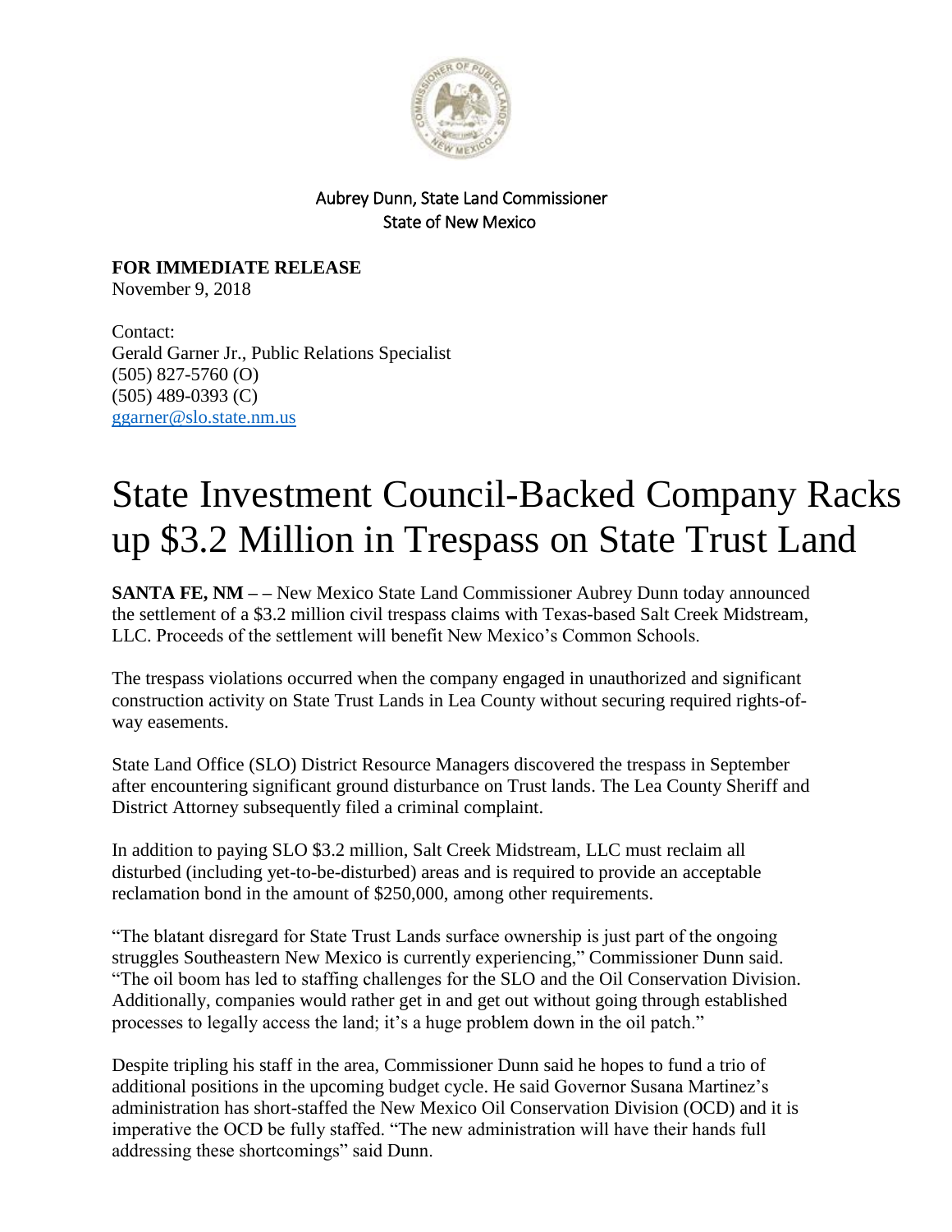Aubrey Dunn, State Land Commissioner
State of New Mexico

**FOR IMMEDIATE RELEASE**
November 9, 2018

Contact:
Gerald Garner Jr., Public Relations Specialist
(505) 827-5760 (O)
(505) 489-0393 (C)
ggarner@slo.state.nm.us

# State Investment Council-Backed Company Racks up $3.2 Million in Trespass on State Trust Land

**SANTA FE, NM – –** New Mexico State Land Commissioner Aubrey Dunn today announced the settlement of a $3.2 million civil trespass claims with Texas-based Salt Creek Midstream, LLC. Proceeds of the settlement will benefit New Mexico's Common Schools.

The trespass violations occurred when the company engaged in unauthorized and significant construction activity on State Trust Lands in Lea County without securing required rights-of-way easements.

State Land Office (SLO) District Resource Managers discovered the trespass in September after encountering significant ground disturbance on Trust lands. The Lea County Sheriff and District Attorney subsequently filed a criminal complaint.

In addition to paying SLO $3.2 million, Salt Creek Midstream, LLC must reclaim all disturbed (including yet-to-be-disturbed) areas and is required to provide an acceptable reclamation bond in the amount of $250,000, among other requirements.

"The blatant disregard for State Trust Lands surface ownership is just part of the ongoing struggles Southeastern New Mexico is currently experiencing," Commissioner Dunn said. "The oil boom has led to staffing challenges for the SLO and the Oil Conservation Division. Additionally, companies would rather get in and get out without going through established processes to legally access the land; it's a huge problem down in the oil patch."

Despite tripling his staff in the area, Commissioner Dunn said he hopes to fund a trio of additional positions in the upcoming budget cycle. He said Governor Susana Martinez's administration has short-staffed the New Mexico Oil Conservation Division (OCD) and it is imperative the OCD be fully staffed. "The new administration will have their hands full addressing these shortcomings" said Dunn.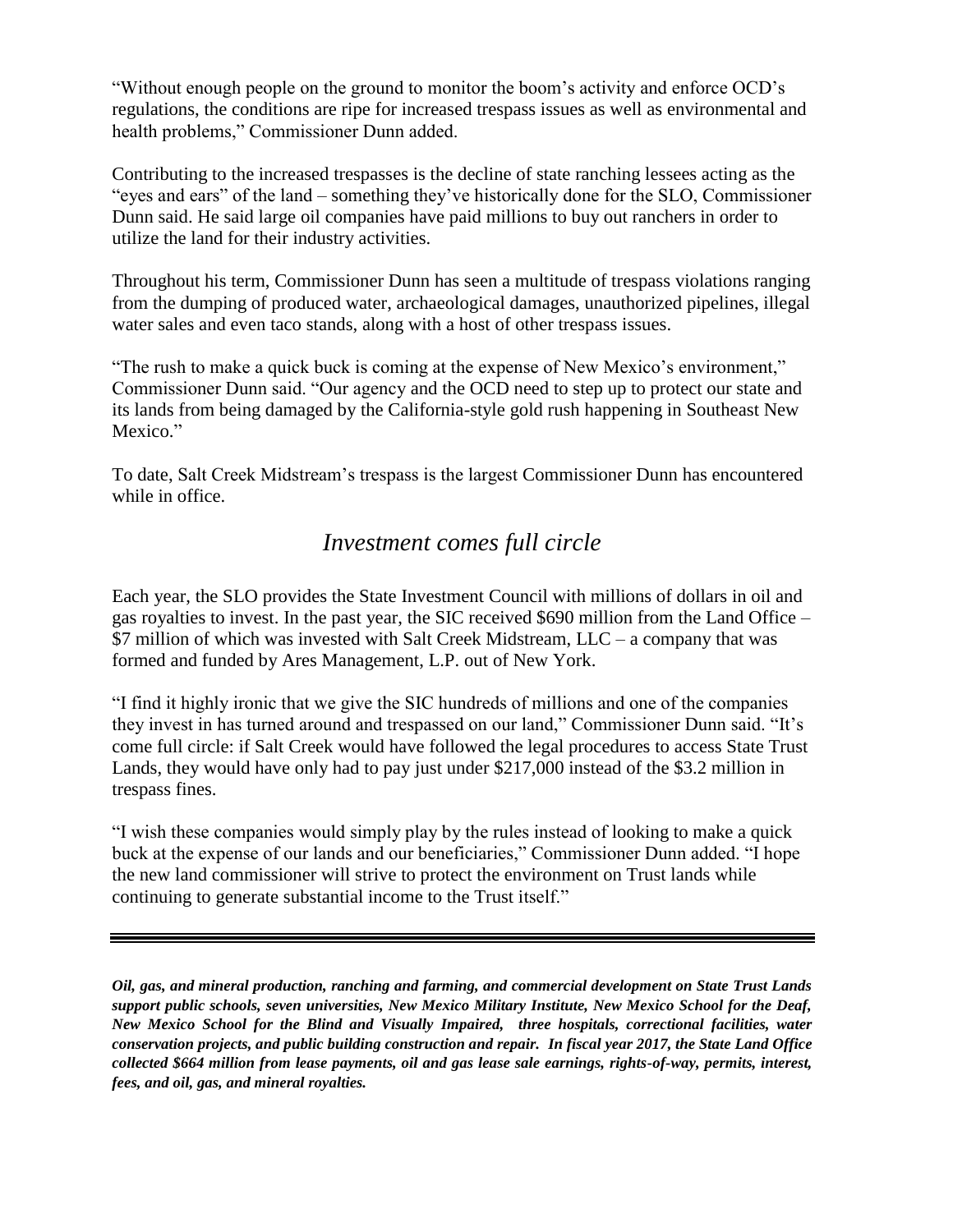"Without enough people on the ground to monitor the boom's activity and enforce OCD's regulations, the conditions are ripe for increased trespass issues as well as environmental and health problems," Commissioner Dunn added.

Contributing to the increased trespasses is the decline of state ranching lessees acting as the "eyes and ears" of the land – something they've historically done for the SLO, Commissioner Dunn said. He said large oil companies have paid millions to buy out ranchers in order to utilize the land for their industry activities.

Throughout his term, Commissioner Dunn has seen a multitude of trespass violations ranging from the dumping of produced water, archaeological damages, unauthorized pipelines, illegal water sales and even taco stands, along with a host of other trespass issues.

"The rush to make a quick buck is coming at the expense of New Mexico's environment," Commissioner Dunn said. "Our agency and the OCD need to step up to protect our state and its lands from being damaged by the California-style gold rush happening in Southeast New Mexico."

To date, Salt Creek Midstream's trespass is the largest Commissioner Dunn has encountered while in office.

## *Investment comes full circle*

Each year, the SLO provides the State Investment Council with millions of dollars in oil and gas royalties to invest. In the past year, the SIC received $690 million from the Land Office – $7 million of which was invested with Salt Creek Midstream, LLC – a company that was formed and funded by Ares Management, L.P. out of New York.

"I find it highly ironic that we give the SIC hundreds of millions and one of the companies they invest in has turned around and trespassed on our land," Commissioner Dunn said. "It's come full circle: if Salt Creek would have followed the legal procedures to access State Trust Lands, they would have only had to pay just under $217,000 instead of the $3.2 million in trespass fines.

"I wish these companies would simply play by the rules instead of looking to make a quick buck at the expense of our lands and our beneficiaries," Commissioner Dunn added. "I hope the new land commissioner will strive to protect the environment on Trust lands while continuing to generate substantial income to the Trust itself."

---

***Oil, gas, and mineral production, ranching and farming, and commercial development on State Trust Lands support public schools, seven universities, New Mexico Military Institute, New Mexico School for the Deaf, New Mexico School for the Blind and Visually Impaired, three hospitals, correctional facilities, water conservation projects, and public building construction and repair. In fiscal year 2017, the State Land Office collected $664 million from lease payments, oil and gas lease sale earnings, rights-of-way, permits, interest, fees, and oil, gas, and mineral royalties.***